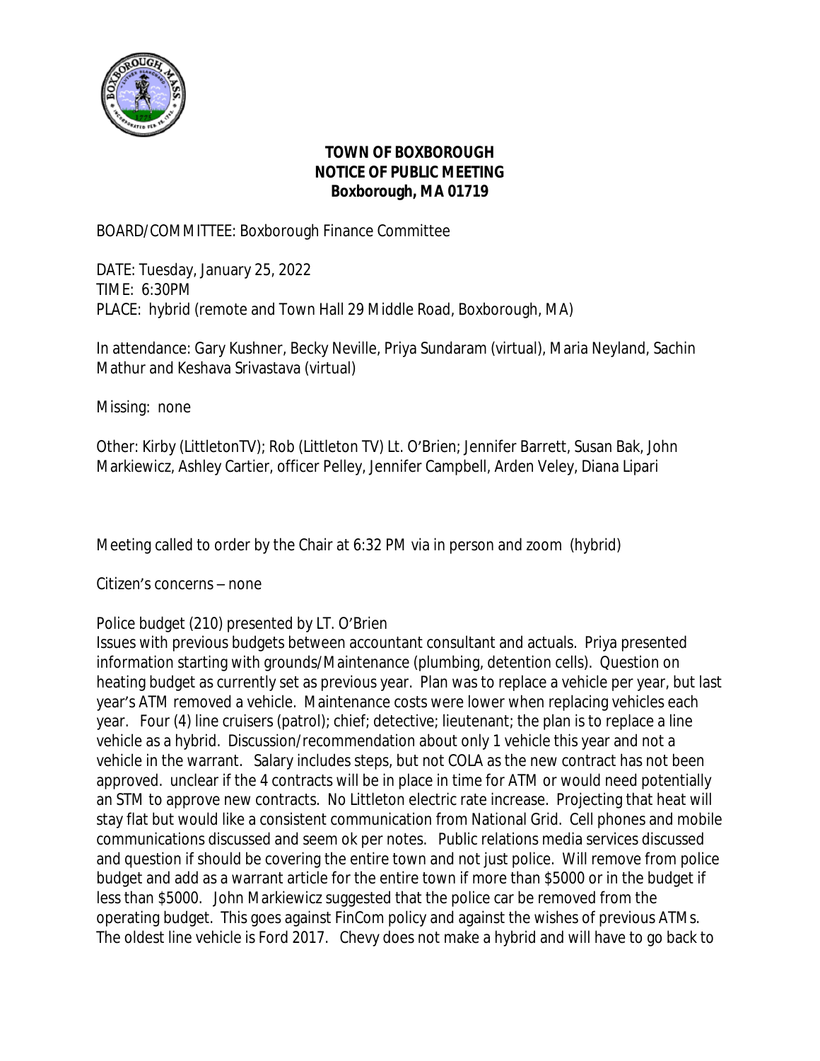**TOWN OF BOXBOROUGH**
**NOTICE OF PUBLIC MEETING**
**Boxborough, MA 01719**

BOARD/COMMITTEE: Boxborough Finance Committee

DATE: Tuesday, January 25, 2022
TIME: 6:30PM
PLACE: hybrid (remote and Town Hall 29 Middle Road, Boxborough, MA)

In attendance: Gary Kushner, Becky Neville, Priya Sundaram (virtual), Maria Neyland, Sachin Mathur and Keshava Srivastava (virtual)

Missing: none

Other: Kirby (LittletonTV); Rob (Littleton TV) Lt. O'Brien; Jennifer Barrett, Susan Bak, John Markiewicz, Ashley Cartier, officer Pelley, Jennifer Campbell, Arden Veley, Diana Lipari

Meeting called to order by the Chair at 6:32 PM via in person and zoom (hybrid)

Citizen's concerns – none

Police budget (210) presented by LT. O'Brien

Issues with previous budgets between accountant consultant and actuals. Priya presented information starting with grounds/Maintenance (plumbing, detention cells). Question on heating budget as currently set as previous year. Plan was to replace a vehicle per year, but last year's ATM removed a vehicle. Maintenance costs were lower when replacing vehicles each year. Four (4) line cruisers (patrol); chief; detective; lieutenant; the plan is to replace a line vehicle as a hybrid. Discussion/recommendation about only 1 vehicle this year and not a vehicle in the warrant. Salary includes steps, but not COLA as the new contract has not been approved. unclear if the 4 contracts will be in place in time for ATM or would need potentially an STM to approve new contracts. No Littleton electric rate increase. Projecting that heat will stay flat but would like a consistent communication from National Grid. Cell phones and mobile communications discussed and seem ok per notes. Public relations media services discussed and question if should be covering the entire town and not just police. Will remove from police budget and add as a warrant article for the entire town if more than $5000 or in the budget if less than $5000. John Markiewicz suggested that the police car be removed from the operating budget. This goes against FinCom policy and against the wishes of previous ATMs. The oldest line vehicle is Ford 2017. Chevy does not make a hybrid and will have to go back to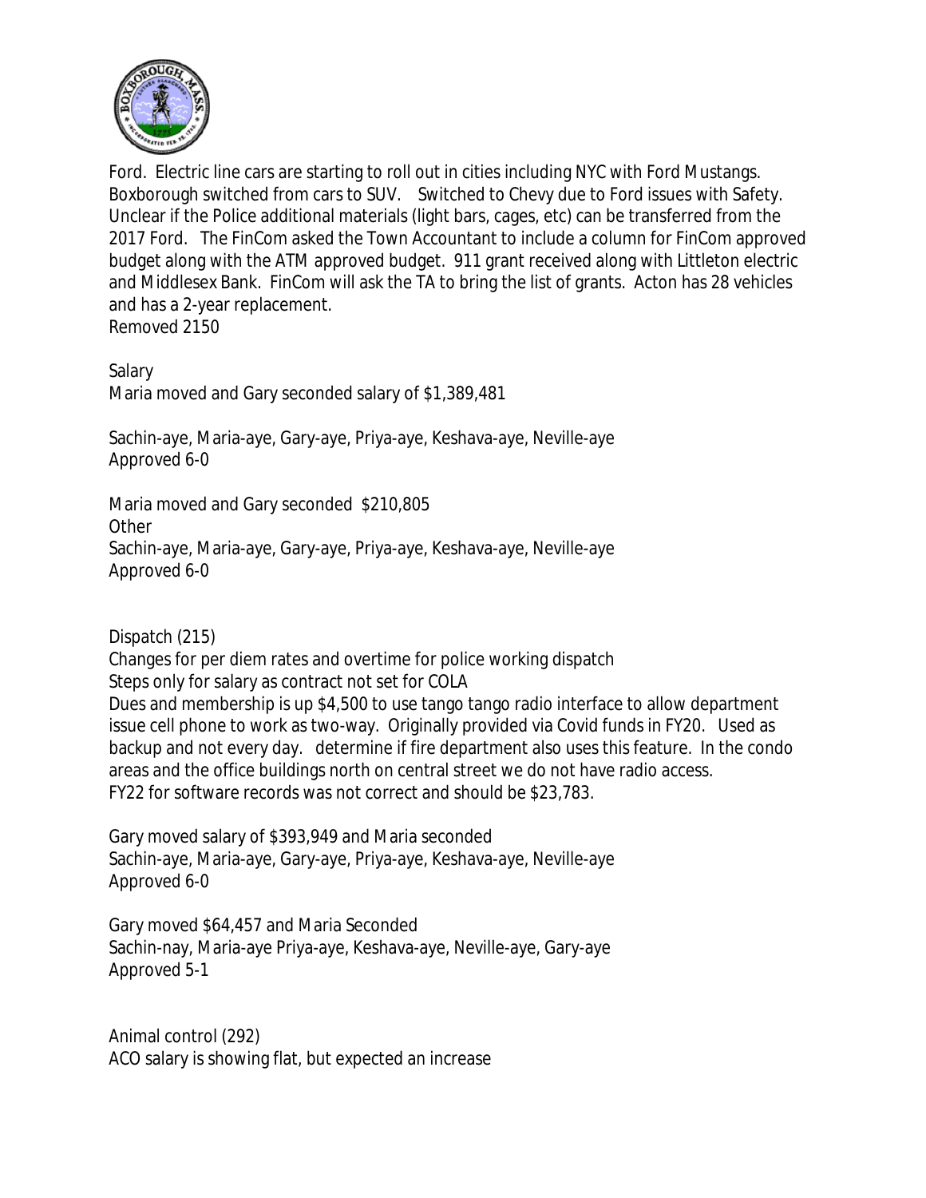Ford. Electric line cars are starting to roll out in cities including NYC with Ford Mustangs. Boxborough switched from cars to SUV. Switched to Chevy due to Ford issues with Safety. Unclear if the Police additional materials (light bars, cages, etc) can be transferred from the 2017 Ford. The FinCom asked the Town Accountant to include a column for FinCom approved budget along with the ATM approved budget. 911 grant received along with Littleton electric and Middlesex Bank. FinCom will ask the TA to bring the list of grants. Acton has 28 vehicles and has a 2-year replacement.
Removed 2150

Salary
Maria moved and Gary seconded salary of $1,389,481

Sachin-aye, Maria-aye, Gary-aye, Priya-aye, Keshava-aye, Neville-aye
Approved 6-0

Maria moved and Gary seconded $210,805
Other
Sachin-aye, Maria-aye, Gary-aye, Priya-aye, Keshava-aye, Neville-aye
Approved 6-0

Dispatch (215)
Changes for per diem rates and overtime for police working dispatch
Steps only for salary as contract not set for COLA
Dues and membership is up $4,500 to use tango tango radio interface to allow department issue cell phone to work as two-way. Originally provided via Covid funds in FY20. Used as backup and not every day. determine if fire department also uses this feature. In the condo areas and the office buildings north on central street we do not have radio access.
FY22 for software records was not correct and should be $23,783.

Gary moved salary of $393,949 and Maria seconded
Sachin-aye, Maria-aye, Gary-aye, Priya-aye, Keshava-aye, Neville-aye
Approved 6-0

Gary moved $64,457 and Maria Seconded
Sachin-nay, Maria-aye Priya-aye, Keshava-aye, Neville-aye, Gary-aye
Approved 5-1

Animal control (292)
ACO salary is showing flat, but expected an increase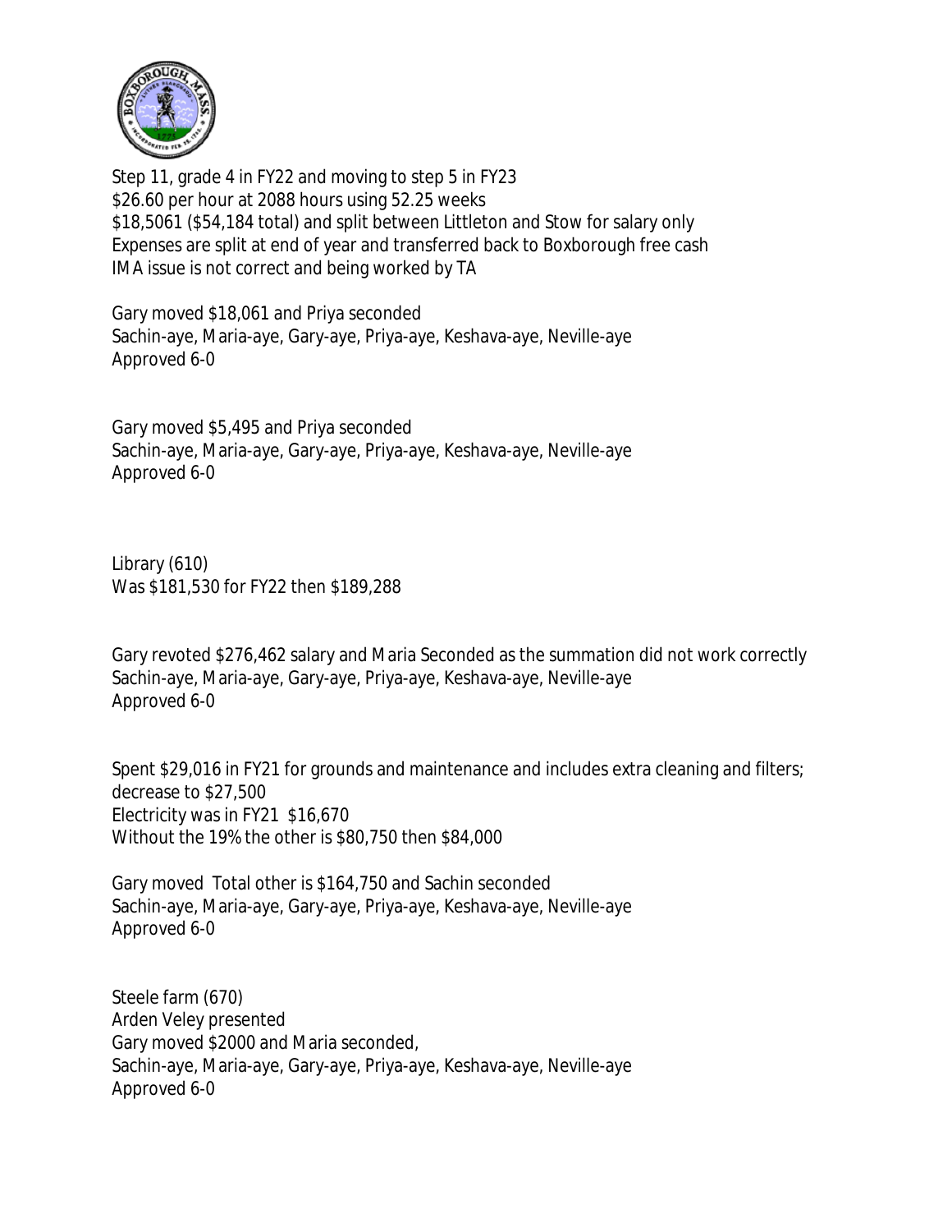Step 11, grade 4 in FY22 and moving to step 5 in FY23
$26.60 per hour at 2088 hours using 52.25 weeks
$18,5061 ($54,184 total) and split between Littleton and Stow for salary only
Expenses are split at end of year and transferred back to Boxborough free cash
IMA issue is not correct and being worked by TA

Gary moved $18,061 and Priya seconded
Sachin-aye, Maria-aye, Gary-aye, Priya-aye, Keshava-aye, Neville-aye
Approved 6-0

Gary moved $5,495 and Priya seconded
Sachin-aye, Maria-aye, Gary-aye, Priya-aye, Keshava-aye, Neville-aye
Approved 6-0

Library (610)
Was $181,530 for FY22 then $189,288

Gary revoted $276,462 salary and Maria Seconded as the summation did not work correctly
Sachin-aye, Maria-aye, Gary-aye, Priya-aye, Keshava-aye, Neville-aye
Approved 6-0

Spent $29,016 in FY21 for grounds and maintenance and includes extra cleaning and filters; decrease to $27,500
Electricity was in FY21 $16,670
Without the 19% the other is $80,750 then $84,000

Gary moved Total other is $164,750 and Sachin seconded
Sachin-aye, Maria-aye, Gary-aye, Priya-aye, Keshava-aye, Neville-aye
Approved 6-0

Steele farm (670)
Arden Veley presented
Gary moved $2000 and Maria seconded,
Sachin-aye, Maria-aye, Gary-aye, Priya-aye, Keshava-aye, Neville-aye
Approved 6-0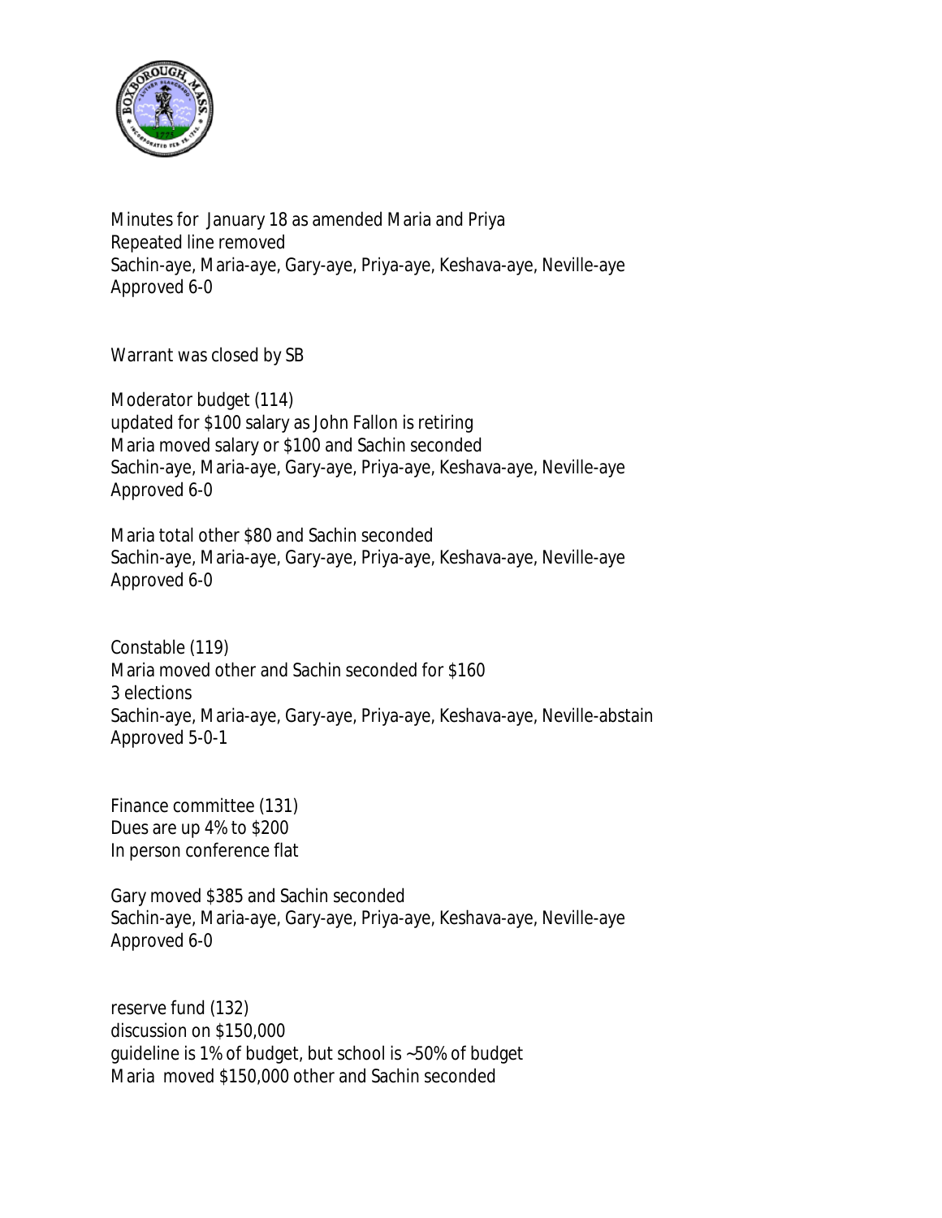Minutes for January 18 as amended Maria and Priya
Repeated line removed
Sachin-aye, Maria-aye, Gary-aye, Priya-aye, Keshava-aye, Neville-aye
Approved 6-0

Warrant was closed by SB

Moderator budget (114)
updated for $100 salary as John Fallon is retiring
Maria moved salary or $100 and Sachin seconded
Sachin-aye, Maria-aye, Gary-aye, Priya-aye, Keshava-aye, Neville-aye
Approved 6-0

Maria total other $80 and Sachin seconded
Sachin-aye, Maria-aye, Gary-aye, Priya-aye, Keshava-aye, Neville-aye
Approved 6-0

Constable (119)
Maria moved other and Sachin seconded for $160
3 elections
Sachin-aye, Maria-aye, Gary-aye, Priya-aye, Keshava-aye, Neville-abstain
Approved 5-0-1

Finance committee (131)
Dues are up 4% to $200
In person conference flat

Gary moved $385 and Sachin seconded
Sachin-aye, Maria-aye, Gary-aye, Priya-aye, Keshava-aye, Neville-aye
Approved 6-0

reserve fund (132)
discussion on $150,000
guideline is 1% of budget, but school is ~50% of budget
Maria moved $150,000 other and Sachin seconded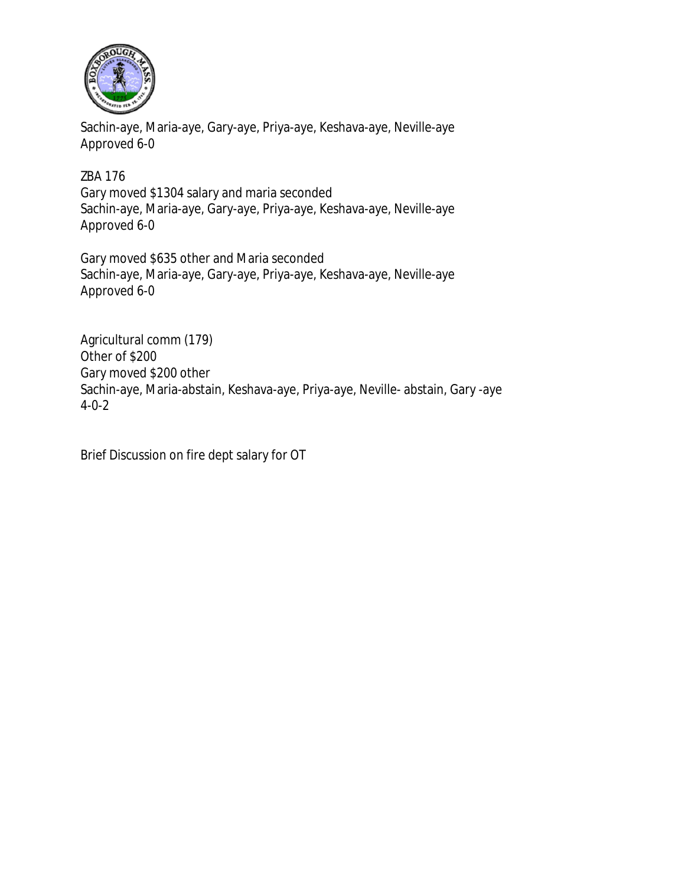Sachin-aye, Maria-aye, Gary-aye, Priya-aye, Keshava-aye, Neville-aye
Approved 6-0

ZBA 176
Gary moved $1304 salary and maria seconded
Sachin-aye, Maria-aye, Gary-aye, Priya-aye, Keshava-aye, Neville-aye
Approved 6-0

Gary moved $635 other and Maria seconded
Sachin-aye, Maria-aye, Gary-aye, Priya-aye, Keshava-aye, Neville-aye
Approved 6-0

Agricultural comm (179)
Other of $200
Gary moved $200 other
Sachin-aye, Maria-abstain, Keshava-aye, Priya-aye, Neville- abstain, Gary -aye
4-0-2

Brief Discussion on fire dept salary for OT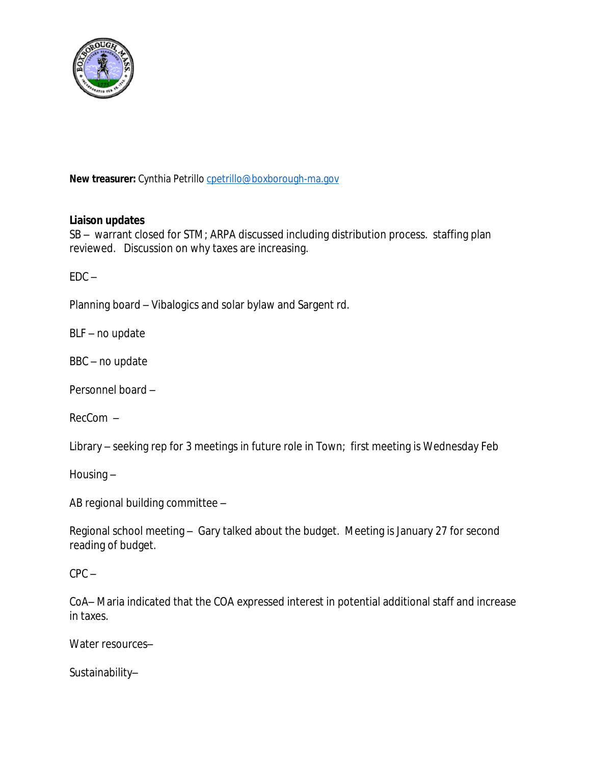**New treasurer:** Cynthia Petrillo cpetrillo@boxborough-ma.gov

**Liaison updates**

SB – warrant closed for STM; ARPA discussed including distribution process. staffing plan reviewed. Discussion on why taxes are increasing.

EDC –

Planning board – Vibalogics and solar bylaw and Sargent rd.

BLF – no update

BBC – no update

Personnel board –

RecCom –

Library – seeking rep for 3 meetings in future role in Town; first meeting is Wednesday Feb

Housing –

AB regional building committee –

Regional school meeting – Gary talked about the budget. Meeting is January 27 for second reading of budget.

CPC –

CoA– Maria indicated that the COA expressed interest in potential additional staff and increase in taxes.

Water resources–

Sustainability–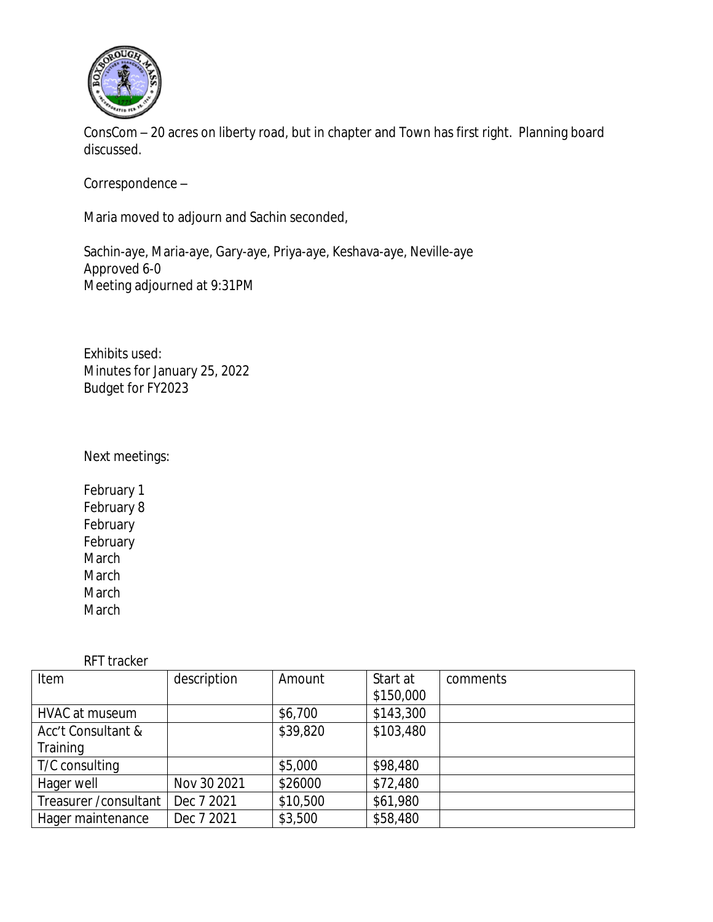ConsCom – 20 acres on liberty road, but in chapter and Town has first right. Planning board discussed.

Correspondence –

Maria moved to adjourn and Sachin seconded,

Sachin-aye, Maria-aye, Gary-aye, Priya-aye, Keshava-aye, Neville-aye
Approved 6-0
Meeting adjourned at 9:31PM

Exhibits used:
Minutes for January 25, 2022
Budget for FY2023

Next meetings:

February 1
February 8
February
February
March
March
March
March

RFT tracker

| Item | description | Amount | Start at $150,000 | comments |
|---|---|---|---|---|
| HVAC at museum | | $6,700 | $143,300 | |
| Acc't Consultant & Training | | $39,820 | $103,480 | |
| T/C consulting | | $5,000 | $98,480 | |
| Hager well | Nov 30 2021 | $26000 | $72,480 | |
| Treasurer /consultant | Dec 7 2021 | $10,500 | $61,980 | |
| Hager maintenance | Dec 7 2021 | $3,500 | $58,480 | |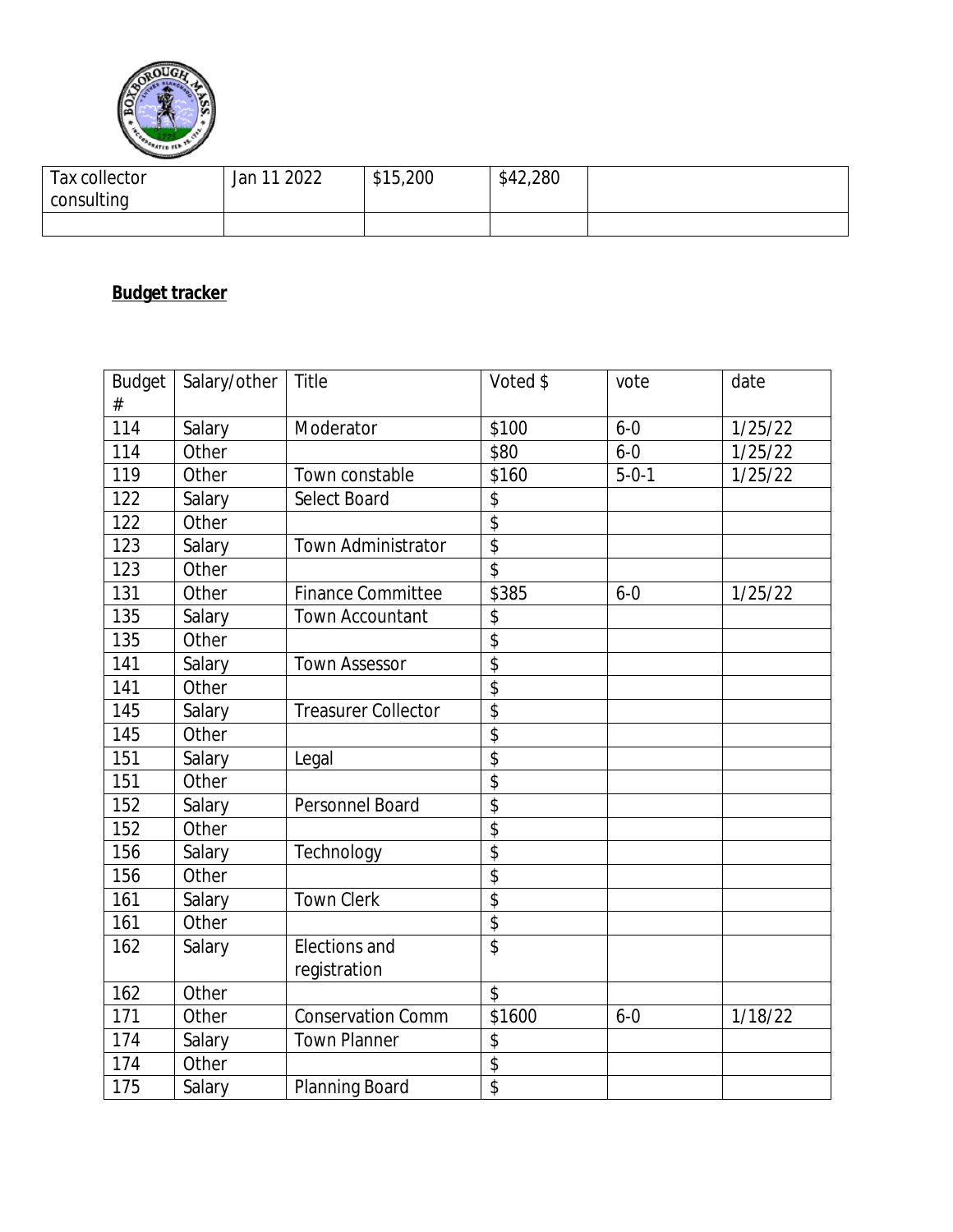| Tax collector consulting | Jan 11 2022 | $15,200 | $42,280 | |
|---|---|---|---|---|
| | | | | |

**Budget tracker**

| Budget # | Salary/other | Title | Voted $ | vote | date |
|---|---|---|---|---|---|
| 114 | Salary | Moderator | $100 | 6-0 | 1/25/22 |
| 114 | Other | | $80 | 6-0 | 1/25/22 |
| 119 | Other | Town constable | $160 | 5-0-1 | 1/25/22 |
| 122 | Salary | Select Board | $ | | |
| 122 | Other | | $ | | |
| 123 | Salary | Town Administrator | $ | | |
| 123 | Other | | $ | | |
| 131 | Other | Finance Committee | $385 | 6-0 | 1/25/22 |
| 135 | Salary | Town Accountant | $ | | |
| 135 | Other | | $ | | |
| 141 | Salary | Town Assessor | $ | | |
| 141 | Other | | $ | | |
| 145 | Salary | Treasurer Collector | $ | | |
| 145 | Other | | $ | | |
| 151 | Salary | Legal | $ | | |
| 151 | Other | | $ | | |
| 152 | Salary | Personnel Board | $ | | |
| 152 | Other | | $ | | |
| 156 | Salary | Technology | $ | | |
| 156 | Other | | $ | | |
| 161 | Salary | Town Clerk | $ | | |
| 161 | Other | | $ | | |
| 162 | Salary | Elections and registration | $ | | |
| 162 | Other | | $ | | |
| 171 | Other | Conservation Comm | $1600 | 6-0 | 1/18/22 |
| 174 | Salary | Town Planner | $ | | |
| 174 | Other | | $ | | |
| 175 | Salary | Planning Board | $ | | |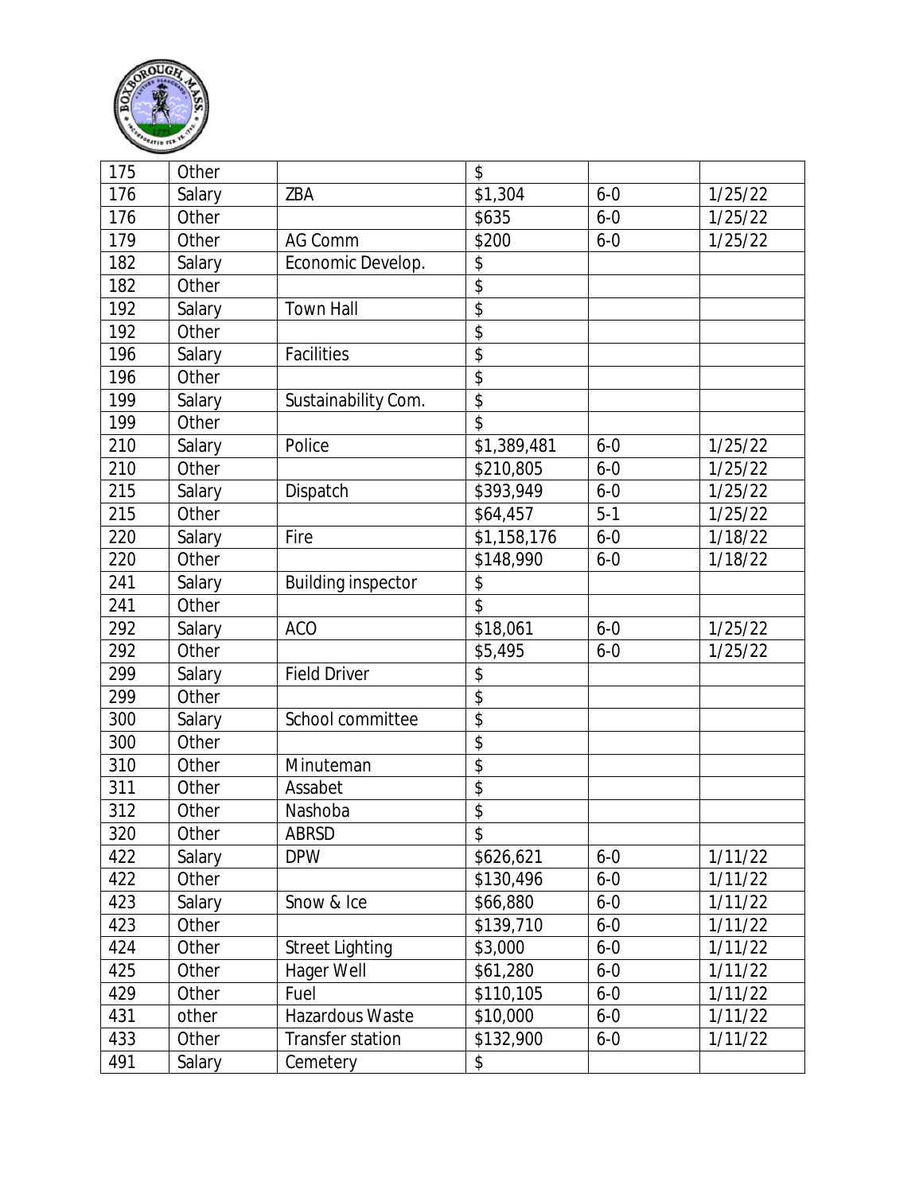| 175 | Other | | $ | | |
|---|---|---|---|---|---|
| 176 | Salary | ZBA | $1,304 | 6-0 | 1/25/22 |
| 176 | Other | | $635 | 6-0 | 1/25/22 |
| 179 | Other | AG Comm | $200 | 6-0 | 1/25/22 |
| 182 | Salary | Economic Develop. | $ | | |
| 182 | Other | | $ | | |
| 192 | Salary | Town Hall | $ | | |
| 192 | Other | | $ | | |
| 196 | Salary | Facilities | $ | | |
| 196 | Other | | $ | | |
| 199 | Salary | Sustainability Com. | $ | | |
| 199 | Other | | $ | | |
| 210 | Salary | Police | $1,389,481 | 6-0 | 1/25/22 |
| 210 | Other | | $210,805 | 6-0 | 1/25/22 |
| 215 | Salary | Dispatch | $393,949 | 6-0 | 1/25/22 |
| 215 | Other | | $64,457 | 5-1 | 1/25/22 |
| 220 | Salary | Fire | $1,158,176 | 6-0 | 1/18/22 |
| 220 | Other | | $148,990 | 6-0 | 1/18/22 |
| 241 | Salary | Building inspector | $ | | |
| 241 | Other | | $ | | |
| 292 | Salary | ACO | $18,061 | 6-0 | 1/25/22 |
| 292 | Other | | $5,495 | 6-0 | 1/25/22 |
| 299 | Salary | Field Driver | $ | | |
| 299 | Other | | $ | | |
| 300 | Salary | School committee | $ | | |
| 300 | Other | | $ | | |
| 310 | Other | Minuteman | $ | | |
| 311 | Other | Assabet | $ | | |
| 312 | Other | Nashoba | $ | | |
| 320 | Other | ABRSD | $ | | |
| 422 | Salary | DPW | $626,621 | 6-0 | 1/11/22 |
| 422 | Other | | $130,496 | 6-0 | 1/11/22 |
| 423 | Salary | Snow & Ice | $66,880 | 6-0 | 1/11/22 |
| 423 | Other | | $139,710 | 6-0 | 1/11/22 |
| 424 | Other | Street Lighting | $3,000 | 6-0 | 1/11/22 |
| 425 | Other | Hager Well | $61,280 | 6-0 | 1/11/22 |
| 429 | Other | Fuel | $110,105 | 6-0 | 1/11/22 |
| 431 | other | Hazardous Waste | $10,000 | 6-0 | 1/11/22 |
| 433 | Other | Transfer station | $132,900 | 6-0 | 1/11/22 |
| 491 | Salary | Cemetery | $ | | |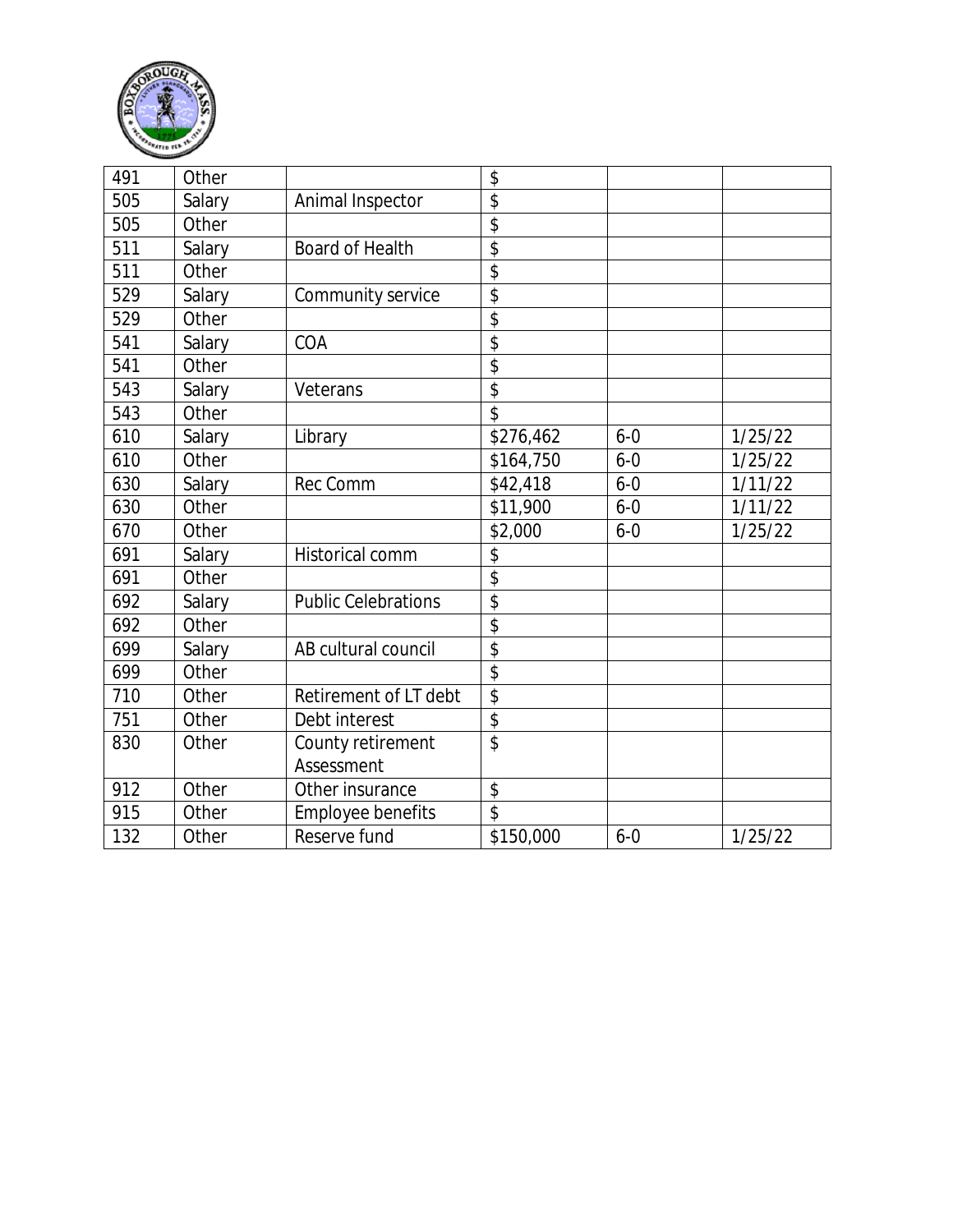| | | | | | |
|---|---|---|---|---|---|
| 491 | Other | | $ | | |
| 505 | Salary | Animal Inspector | $ | | |
| 505 | Other | | $ | | |
| 511 | Salary | Board of Health | $ | | |
| 511 | Other | | $ | | |
| 529 | Salary | Community service | $ | | |
| 529 | Other | | $ | | |
| 541 | Salary | COA | $ | | |
| 541 | Other | | $ | | |
| 543 | Salary | Veterans | $ | | |
| 543 | Other | | $ | | |
| 610 | Salary | Library | $276,462 | 6-0 | 1/25/22 |
| 610 | Other | | $164,750 | 6-0 | 1/25/22 |
| 630 | Salary | Rec Comm | $42,418 | 6-0 | 1/11/22 |
| 630 | Other | | $11,900 | 6-0 | 1/11/22 |
| 670 | Other | | $2,000 | 6-0 | 1/25/22 |
| 691 | Salary | Historical comm | $ | | |
| 691 | Other | | $ | | |
| 692 | Salary | Public Celebrations | $ | | |
| 692 | Other | | $ | | |
| 699 | Salary | AB cultural council | $ | | |
| 699 | Other | | $ | | |
| 710 | Other | Retirement of LT debt | $ | | |
| 751 | Other | Debt interest | $ | | |
| 830 | Other | County retirement Assessment | $ | | |
| 912 | Other | Other insurance | $ | | |
| 915 | Other | Employee benefits | $ | | |
| 132 | Other | Reserve fund | $150,000 | 6-0 | 1/25/22 |